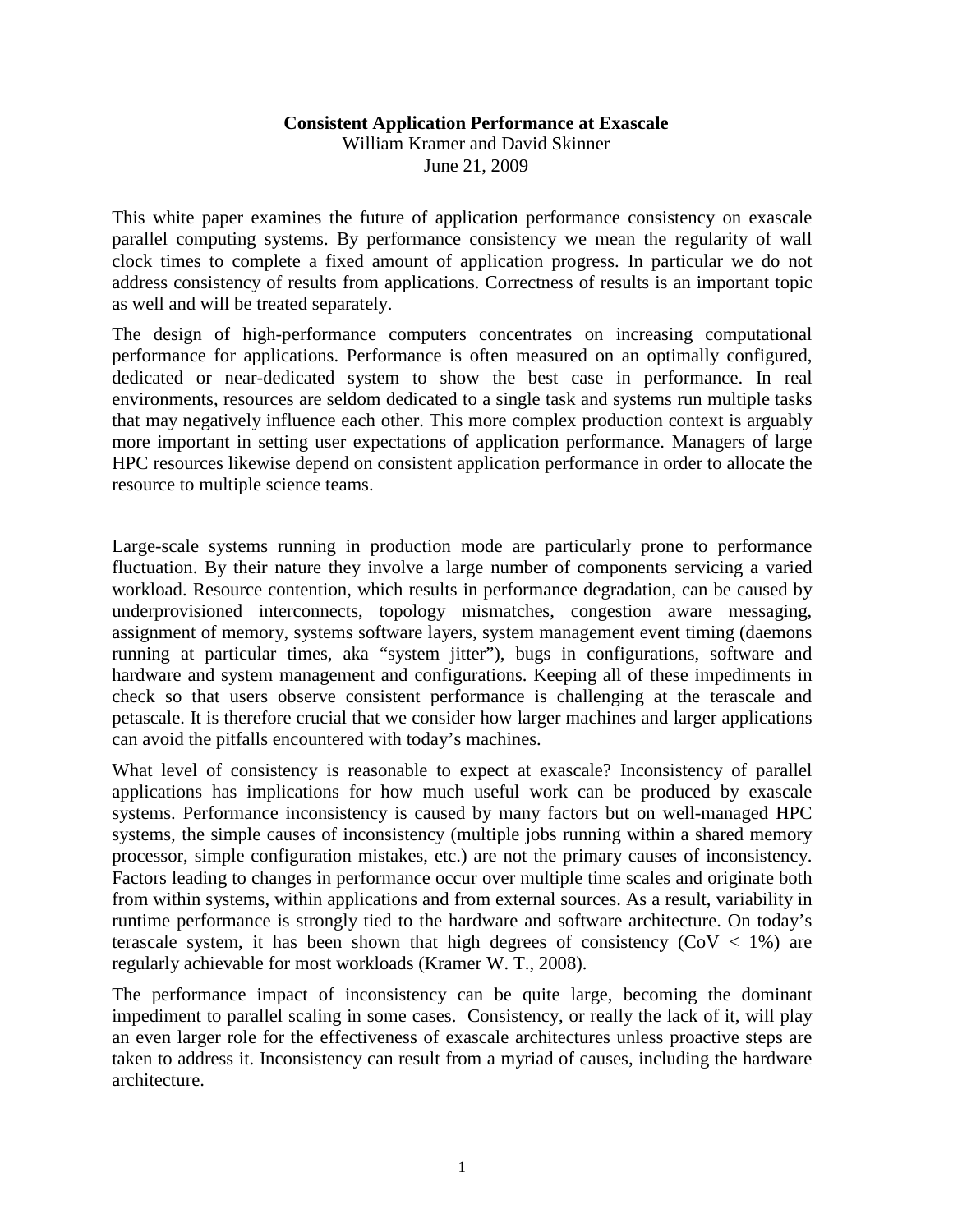**Consistent Application Performance at Exascale**

William Kramer and David Skinner

June 21, 2009

This white paper examines the future of application performance consistency on exascale parallel computing systems. By performance consistency we mean the regularity of wall clock times to complete a fixed amount of application progress. In particular we do not address consistency of results from applications. Correctness of results is an important topic as well and will be treated separately.

The design of high-performance computers concentrates on increasing computational performance for applications. Performance is often measured on an optimally configured, dedicated or near-dedicated system to show the best case in performance. In real environments, resources are seldom dedicated to a single task and systems run multiple tasks that may negatively influence each other. This more complex production context is arguably more important in setting user expectations of application performance. Managers of large HPC resources likewise depend on consistent application performance in order to allocate the resource to multiple science teams.

Large-scale systems running in production mode are particularly prone to performance fluctuation. By their nature they involve a large number of components servicing a varied workload. Resource contention, which results in performance degradation, can be caused by underprovisioned interconnects, topology mismatches, congestion aware messaging, assignment of memory, systems software layers, system management event timing (daemons running at particular times, aka "system jitter"), bugs in configurations, software and hardware and system management and configurations. Keeping all of these impediments in check so that users observe consistent performance is challenging at the terascale and petascale. It is therefore crucial that we consider how larger machines and larger applications can avoid the pitfalls encountered with today's machines.

What level of consistency is reasonable to expect at exascale? Inconsistency of parallel applications has implications for how much useful work can be produced by exascale systems. Performance inconsistency is caused by many factors but on well-managed HPC systems, the simple causes of inconsistency (multiple jobs running within a shared memory processor, simple configuration mistakes, etc.) are not the primary causes of inconsistency. Factors leading to changes in performance occur over multiple time scales and originate both from within systems, within applications and from external sources. As a result, variability in runtime performance is strongly tied to the hardware and software architecture. On today's terascale system, it has been shown that high degrees of consistency (CoV < 1%) are regularly achievable for most workloads (Kramer W. T., 2008).

The performance impact of inconsistency can be quite large, becoming the dominant impediment to parallel scaling in some cases. Consistency, or really the lack of it, will play an even larger role for the effectiveness of exascale architectures unless proactive steps are taken to address it. Inconsistency can result from a myriad of causes, including the hardware architecture.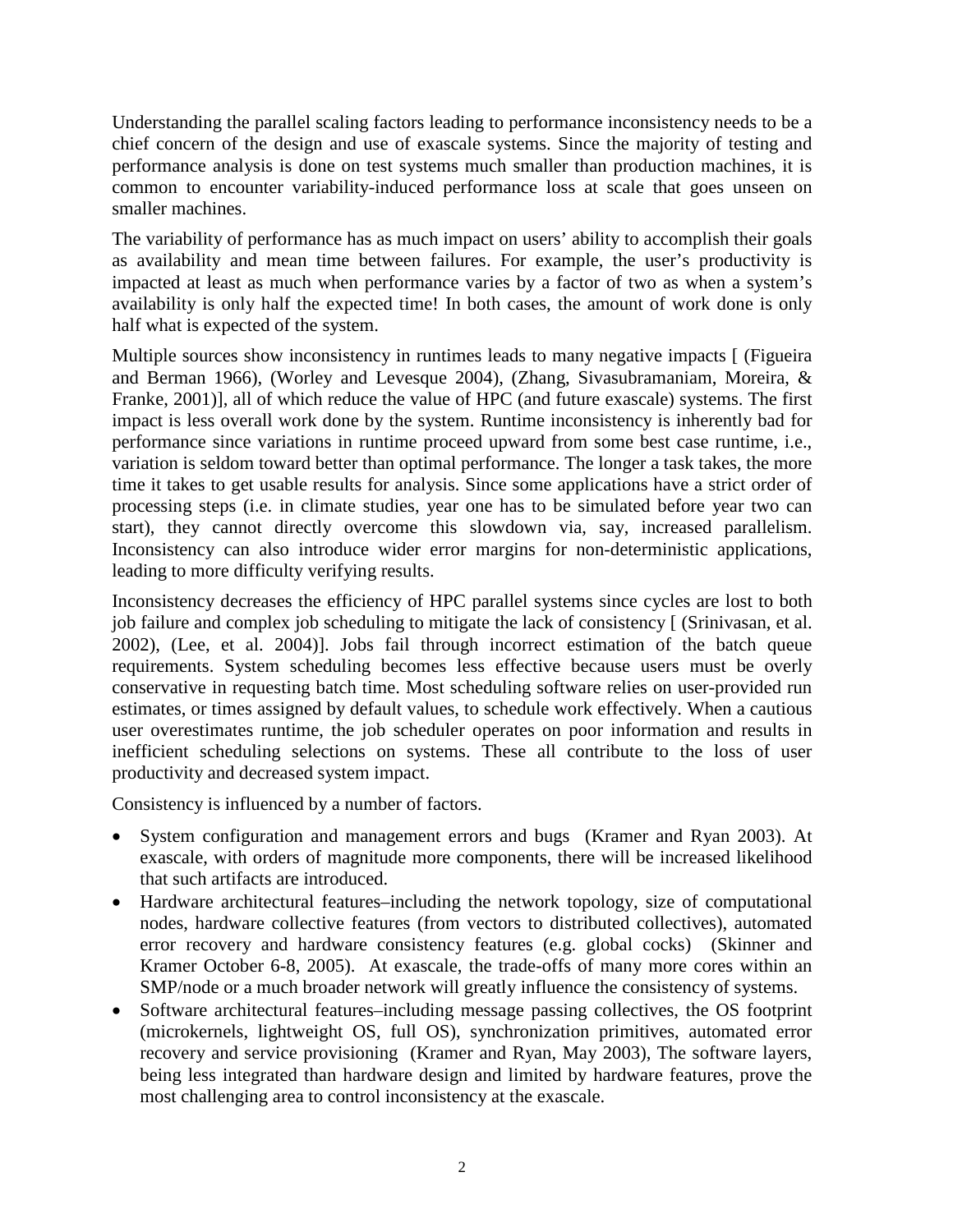Understanding the parallel scaling factors leading to performance inconsistency needs to be a chief concern of the design and use of exascale systems. Since the majority of testing and performance analysis is done on test systems much smaller than production machines, it is common to encounter variability-induced performance loss at scale that goes unseen on smaller machines.

The variability of performance has as much impact on users' ability to accomplish their goals as availability and mean time between failures. For example, the user's productivity is impacted at least as much when performance varies by a factor of two as when a system's availability is only half the expected time! In both cases, the amount of work done is only half what is expected of the system.

Multiple sources show inconsistency in runtimes leads to many negative impacts [ (Figueira and Berman 1966), (Worley and Levesque 2004), (Zhang, Sivasubramaniam, Moreira, & Franke, 2001)], all of which reduce the value of HPC (and future exascale) systems. The first impact is less overall work done by the system. Runtime inconsistency is inherently bad for performance since variations in runtime proceed upward from some best case runtime, i.e., variation is seldom toward better than optimal performance. The longer a task takes, the more time it takes to get usable results for analysis. Since some applications have a strict order of processing steps (i.e. in climate studies, year one has to be simulated before year two can start), they cannot directly overcome this slowdown via, say, increased parallelism. Inconsistency can also introduce wider error margins for non-deterministic applications, leading to more difficulty verifying results.

Inconsistency decreases the efficiency of HPC parallel systems since cycles are lost to both job failure and complex job scheduling to mitigate the lack of consistency [ (Srinivasan, et al. 2002), (Lee, et al. 2004)]. Jobs fail through incorrect estimation of the batch queue requirements. System scheduling becomes less effective because users must be overly conservative in requesting batch time. Most scheduling software relies on user-provided run estimates, or times assigned by default values, to schedule work effectively. When a cautious user overestimates runtime, the job scheduler operates on poor information and results in inefficient scheduling selections on systems. These all contribute to the loss of user productivity and decreased system impact.

Consistency is influenced by a number of factors.

- System configuration and management errors and bugs (Kramer and Ryan 2003). At exascale, with orders of magnitude more components, there will be increased likelihood that such artifacts are introduced.
- Hardware architectural features–including the network topology, size of computational nodes, hardware collective features (from vectors to distributed collectives), automated error recovery and hardware consistency features (e.g. global cocks) (Skinner and Kramer October 6-8, 2005). At exascale, the trade-offs of many more cores within an SMP/node or a much broader network will greatly influence the consistency of systems.
- Software architectural features–including message passing collectives, the OS footprint (microkernels, lightweight OS, full OS), synchronization primitives, automated error recovery and service provisioning (Kramer and Ryan, May 2003), The software layers, being less integrated than hardware design and limited by hardware features, prove the most challenging area to control inconsistency at the exascale.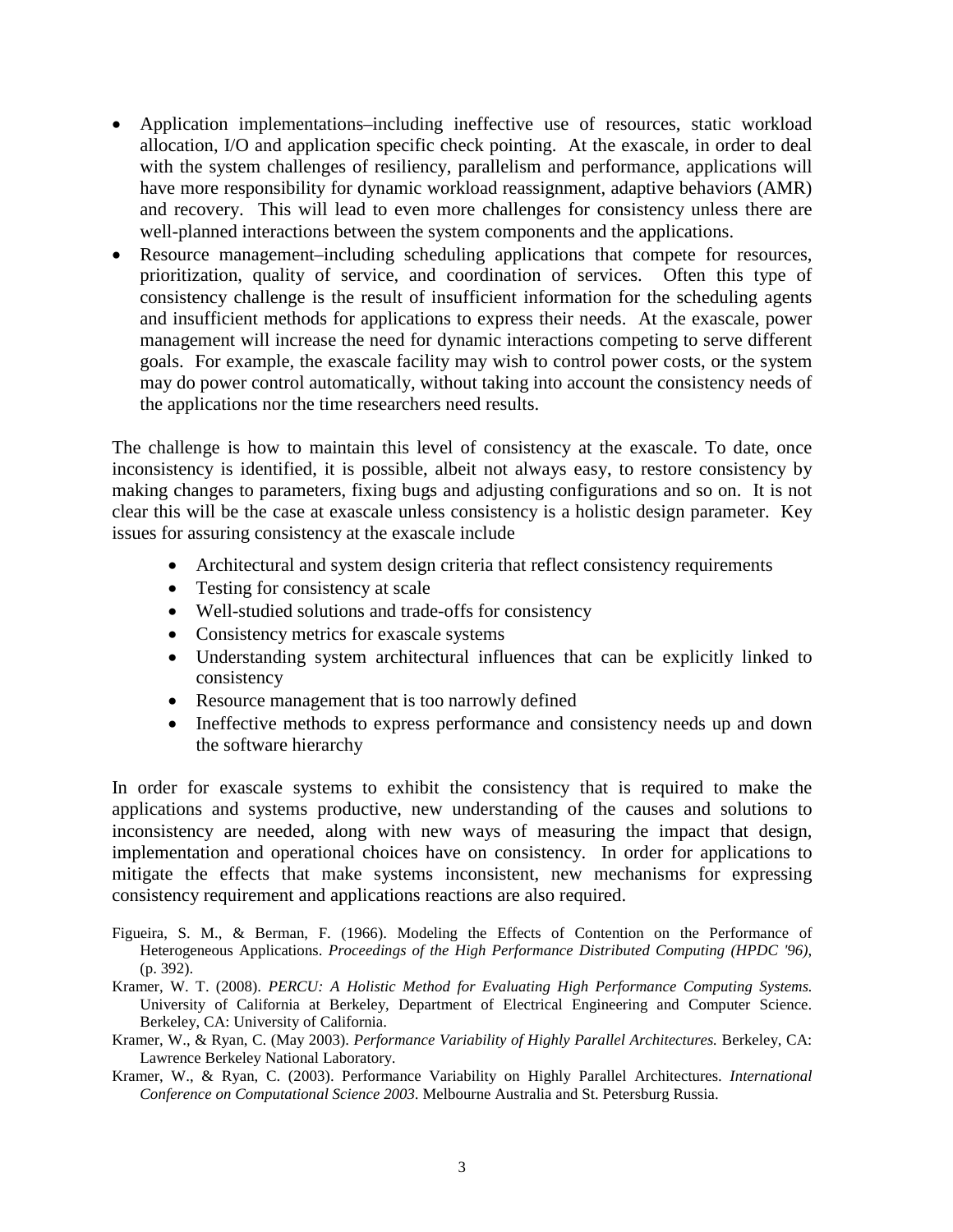- Application implementations–including ineffective use of resources, static workload allocation, I/O and application specific check pointing. At the exascale, in order to deal with the system challenges of resiliency, parallelism and performance, applications will have more responsibility for dynamic workload reassignment, adaptive behaviors (AMR) and recovery. This will lead to even more challenges for consistency unless there are well-planned interactions between the system components and the applications.
- Resource management–including scheduling applications that compete for resources, prioritization, quality of service, and coordination of services. Often this type of consistency challenge is the result of insufficient information for the scheduling agents and insufficient methods for applications to express their needs. At the exascale, power management will increase the need for dynamic interactions competing to serve different goals. For example, the exascale facility may wish to control power costs, or the system may do power control automatically, without taking into account the consistency needs of the applications nor the time researchers need results.

The challenge is how to maintain this level of consistency at the exascale. To date, once inconsistency is identified, it is possible, albeit not always easy, to restore consistency by making changes to parameters, fixing bugs and adjusting configurations and so on. It is not clear this will be the case at exascale unless consistency is a holistic design parameter. Key issues for assuring consistency at the exascale include

- Architectural and system design criteria that reflect consistency requirements
- Testing for consistency at scale
- Well-studied solutions and trade-offs for consistency
- Consistency metrics for exascale systems
- Understanding system architectural influences that can be explicitly linked to consistency
- Resource management that is too narrowly defined
- Ineffective methods to express performance and consistency needs up and down the software hierarchy

In order for exascale systems to exhibit the consistency that is required to make the applications and systems productive, new understanding of the causes and solutions to inconsistency are needed, along with new ways of measuring the impact that design, implementation and operational choices have on consistency. In order for applications to mitigate the effects that make systems inconsistent, new mechanisms for expressing consistency requirement and applications reactions are also required.

Figueira, S. M., & Berman, F. (1966). Modeling the Effects of Contention on the Performance of Heterogeneous Applications. *Proceedings of the High Performance Distributed Computing (HPDC '96)*, (p. 392).

Kramer, W. T. (2008). *PERCU: A Holistic Method for Evaluating High Performance Computing Systems.* University of California at Berkeley, Department of Electrical Engineering and Computer Science. Berkeley, CA: University of California.

Kramer, W., & Ryan, C. (May 2003). *Performance Variability of Highly Parallel Architectures.* Berkeley, CA: Lawrence Berkeley National Laboratory.

Kramer, W., & Ryan, C. (2003). Performance Variability on Highly Parallel Architectures. *International Conference on Computational Science 2003*. Melbourne Australia and St. Petersburg Russia.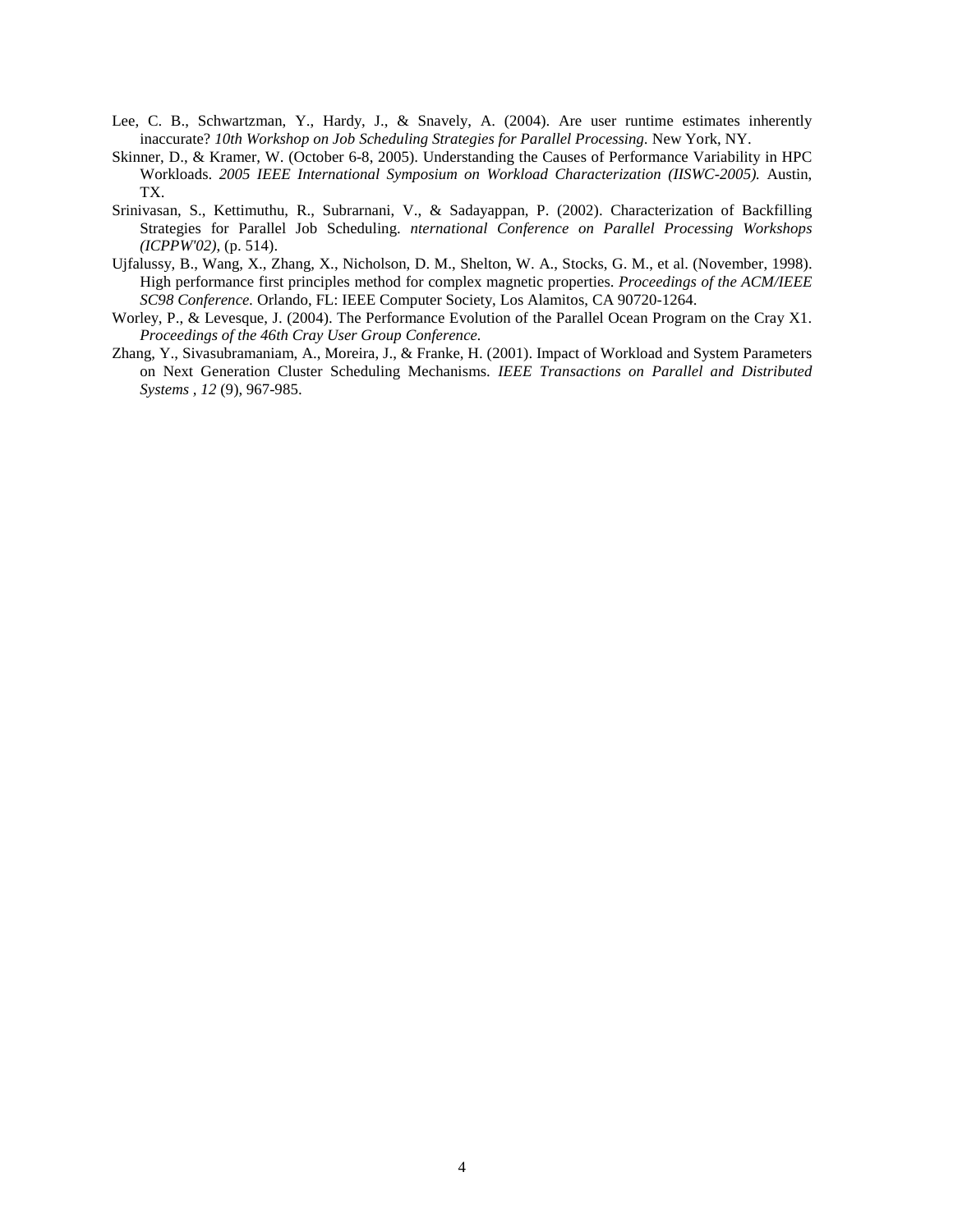Lee, C. B., Schwartzman, Y., Hardy, J., & Snavely, A. (2004). Are user runtime estimates inherently inaccurate? *10th Workshop on Job Scheduling Strategies for Parallel Processing.* New York, NY.

Skinner, D., & Kramer, W. (October 6-8, 2005). Understanding the Causes of Performance Variability in HPC Workloads. *2005 IEEE International Symposium on Workload Characterization (IISWC-2005).* Austin, TX.

Srinivasan, S., Kettimuthu, R., Subrarnani, V., & Sadayappan, P. (2002). Characterization of Backfilling Strategies for Parallel Job Scheduling. *nternational Conference on Parallel Processing Workshops (ICPPW'02)*, (p. 514).

Ujfalussy, B., Wang, X., Zhang, X., Nicholson, D. M., Shelton, W. A., Stocks, G. M., et al. (November, 1998). High performance first principles method for complex magnetic properties. *Proceedings of the ACM/IEEE SC98 Conference.* Orlando, FL: IEEE Computer Society, Los Alamitos, CA 90720-1264.

Worley, P., & Levesque, J. (2004). The Performance Evolution of the Parallel Ocean Program on the Cray X1. *Proceedings of the 46th Cray User Group Conference.*

Zhang, Y., Sivasubramaniam, A., Moreira, J., & Franke, H. (2001). Impact of Workload and System Parameters on Next Generation Cluster Scheduling Mechanisms. *IEEE Transactions on Parallel and Distributed Systems , 12* (9), 967-985.